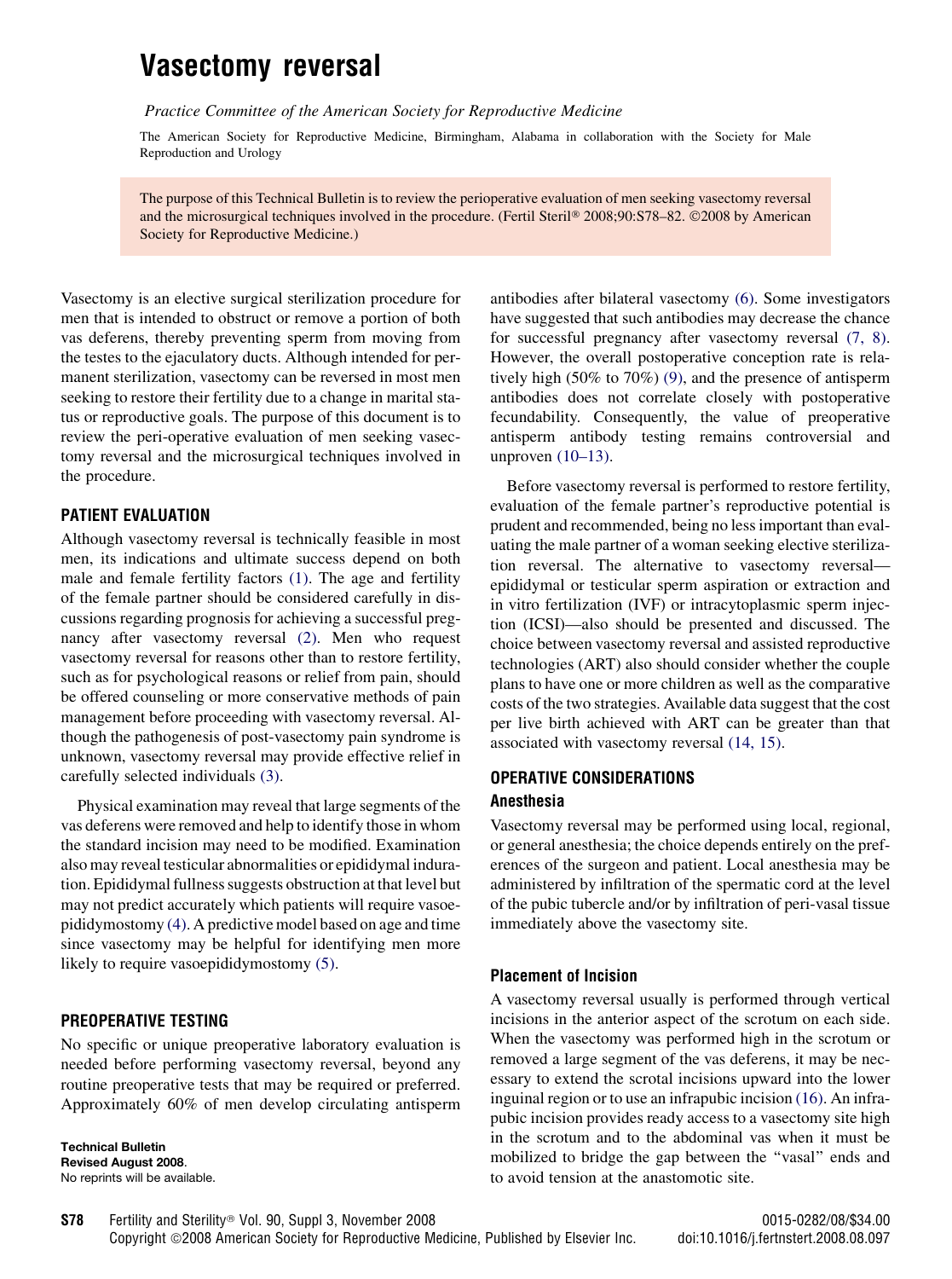# Vasectomy reversal

*Practice Committee of the American Society for Reproductive Medicine*

The American Society for Reproductive Medicine, Birmingham, Alabama in collaboration with the Society for Male Reproduction and Urology

The purpose of this Technical Bulletin is to review the perioperative evaluation of men seeking vasectomy reversal and the microsurgical techniques involved in the procedure. (Fertil Steril® 2008;90:S78–82. ©2008 by American Society for Reproductive Medicine.)

Vasectomy is an elective surgical sterilization procedure for men that is intended to obstruct or remove a portion of both vas deferens, thereby preventing sperm from moving from the testes to the ejaculatory ducts. Although intended for permanent sterilization, vasectomy can be reversed in most men seeking to restore their fertility due to a change in marital status or reproductive goals. The purpose of this document is to review the peri-operative evaluation of men seeking vasectomy reversal and the microsurgical techniques involved in the procedure.

## PATIENT EVALUATION

Although vasectomy reversal is technically feasible in most men, its indications and ultimate success depend on both male and female fertility factors (1). The age and fertility of the female partner should be considered carefully in discussions regarding prognosis for achieving a successful pregnancy after vasectomy reversal (2). Men who request vasectomy reversal for reasons other than to restore fertility, such as for psychological reasons or relief from pain, should be offered counseling or more conservative methods of pain management before proceeding with vasectomy reversal. Although the pathogenesis of post-vasectomy pain syndrome is unknown, vasectomy reversal may provide effective relief in carefully selected individuals (3).

Physical examination may reveal that large segments of the vas deferens were removed and help to identify those in whom the standard incision may need to be modified. Examination also may reveal testicular abnormalities or epididymal induration. Epididymal fullness suggests obstruction at that level but may not predict accurately which patients will require vasoepididymostomy (4). A predictive model based on age and time since vasectomy may be helpful for identifying men more likely to require vasoepididymostomy (5).

## PREOPERATIVE TESTING

No specific or unique preoperative laboratory evaluation is needed before performing vasectomy reversal, beyond any routine preoperative tests that may be required or preferred. Approximately 60% of men develop circulating antisperm antibodies after bilateral vasectomy (6). Some investigators have suggested that such antibodies may decrease the chance for successful pregnancy after vasectomy reversal (7, 8). However, the overall postoperative conception rate is relatively high (50% to 70%) (9), and the presence of antisperm antibodies does not correlate closely with postoperative fecundability. Consequently, the value of preoperative antisperm antibody testing remains controversial and unproven (10–13).

Before vasectomy reversal is performed to restore fertility, evaluation of the female partner's reproductive potential is prudent and recommended, being no less important than evaluating the male partner of a woman seeking elective sterilization reversal. The alternative to vasectomy reversal—epididymal or testicular sperm aspiration or extraction and in vitro fertilization (IVF) or intracytoplasmic sperm injection (ICSI)—also should be presented and discussed. The choice between vasectomy reversal and assisted reproductive technologies (ART) also should consider whether the couple plans to have one or more children as well as the comparative costs of the two strategies. Available data suggest that the cost per live birth achieved with ART can be greater than that associated with vasectomy reversal (14, 15).

## OPERATIVE CONSIDERATIONS

### Anesthesia

Vasectomy reversal may be performed using local, regional, or general anesthesia; the choice depends entirely on the preferences of the surgeon and patient. Local anesthesia may be administered by infiltration of the spermatic cord at the level of the pubic tubercle and/or by infiltration of peri-vasal tissue immediately above the vasectomy site.

### Placement of Incision

A vasectomy reversal usually is performed through vertical incisions in the anterior aspect of the scrotum on each side. When the vasectomy was performed high in the scrotum or removed a large segment of the vas deferens, it may be necessary to extend the scrotal incisions upward into the lower inguinal region or to use an infrapubic incision (16). An infrapubic incision provides ready access to a vasectomy site high in the scrotum and to the abdominal vas when it must be mobilized to bridge the gap between the "vasal" ends and to avoid tension at the anastomotic site.

**Technical Bulletin**
**Revised August 2008.**
No reprints will be available.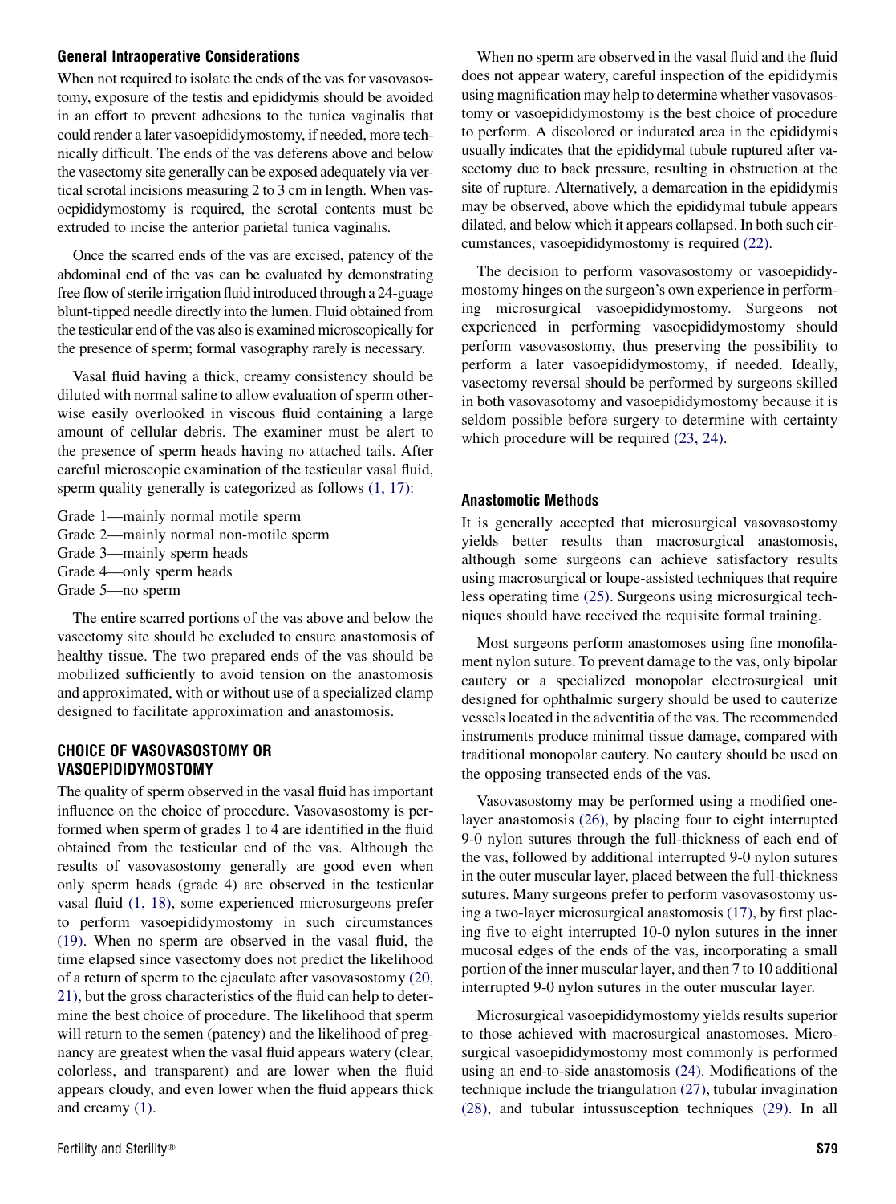### General Intraoperative Considerations

When not required to isolate the ends of the vas for vasovasostomy, exposure of the testis and epididymis should be avoided in an effort to prevent adhesions to the tunica vaginalis that could render a later vasoepididymostomy, if needed, more technically difficult. The ends of the vas deferens above and below the vasectomy site generally can be exposed adequately via vertical scrotal incisions measuring 2 to 3 cm in length. When vasoepididymostomy is required, the scrotal contents must be extruded to incise the anterior parietal tunica vaginalis.

Once the scarred ends of the vas are excised, patency of the abdominal end of the vas can be evaluated by demonstrating free flow of sterile irrigation fluid introduced through a 24-guage blunt-tipped needle directly into the lumen. Fluid obtained from the testicular end of the vas also is examined microscopically for the presence of sperm; formal vasography rarely is necessary.

Vasal fluid having a thick, creamy consistency should be diluted with normal saline to allow evaluation of sperm otherwise easily overlooked in viscous fluid containing a large amount of cellular debris. The examiner must be alert to the presence of sperm heads having no attached tails. After careful microscopic examination of the testicular vasal fluid, sperm quality generally is categorized as follows (1, 17):

Grade 1—mainly normal motile sperm
Grade 2—mainly normal non-motile sperm
Grade 3—mainly sperm heads
Grade 4—only sperm heads
Grade 5—no sperm

The entire scarred portions of the vas above and below the vasectomy site should be excluded to ensure anastomosis of healthy tissue. The two prepared ends of the vas should be mobilized sufficiently to avoid tension on the anastomosis and approximated, with or without use of a specialized clamp designed to facilitate approximation and anastomosis.

### CHOICE OF VASOVASOSTOMY OR VASOEPIDIDYMOSTOMY

The quality of sperm observed in the vasal fluid has important influence on the choice of procedure. Vasovasostomy is performed when sperm of grades 1 to 4 are identified in the fluid obtained from the testicular end of the vas. Although the results of vasovasostomy generally are good even when only sperm heads (grade 4) are observed in the testicular vasal fluid (1, 18), some experienced microsurgeons prefer to perform vasoepididymostomy in such circumstances (19). When no sperm are observed in the vasal fluid, the time elapsed since vasectomy does not predict the likelihood of a return of sperm to the ejaculate after vasovasostomy (20, 21), but the gross characteristics of the fluid can help to determine the best choice of procedure. The likelihood that sperm will return to the semen (patency) and the likelihood of pregnancy are greatest when the vasal fluid appears watery (clear, colorless, and transparent) and are lower when the fluid appears cloudy, and even lower when the fluid appears thick and creamy (1).

When no sperm are observed in the vasal fluid and the fluid does not appear watery, careful inspection of the epididymis using magnification may help to determine whether vasovasostomy or vasoepididymostomy is the best choice of procedure to perform. A discolored or indurated area in the epididymis usually indicates that the epididymal tubule ruptured after vasectomy due to back pressure, resulting in obstruction at the site of rupture. Alternatively, a demarcation in the epididymis may be observed, above which the epididymal tubule appears dilated, and below which it appears collapsed. In both such circumstances, vasoepididymostomy is required (22).

The decision to perform vasovasostomy or vasoepididymostomy hinges on the surgeon's own experience in performing microsurgical vasoepididymostomy. Surgeons not experienced in performing vasoepididymostomy should perform vasovasostomy, thus preserving the possibility to perform a later vasoepididymostomy, if needed. Ideally, vasectomy reversal should be performed by surgeons skilled in both vasovasotomy and vasoepididymostomy because it is seldom possible before surgery to determine with certainty which procedure will be required (23, 24).

### Anastomotic Methods

It is generally accepted that microsurgical vasovasostomy yields better results than macrosurgical anastomosis, although some surgeons can achieve satisfactory results using macrosurgical or loupe-assisted techniques that require less operating time (25). Surgeons using microsurgical techniques should have received the requisite formal training.

Most surgeons perform anastomoses using fine monofilament nylon suture. To prevent damage to the vas, only bipolar cautery or a specialized monopolar electrosurgical unit designed for ophthalmic surgery should be used to cauterize vessels located in the adventitia of the vas. The recommended instruments produce minimal tissue damage, compared with traditional monopolar cautery. No cautery should be used on the opposing transected ends of the vas.

Vasovasostomy may be performed using a modified one-layer anastomosis (26), by placing four to eight interrupted 9-0 nylon sutures through the full-thickness of each end of the vas, followed by additional interrupted 9-0 nylon sutures in the outer muscular layer, placed between the full-thickness sutures. Many surgeons prefer to perform vasovasostomy using a two-layer microsurgical anastomosis (17), by first placing five to eight interrupted 10-0 nylon sutures in the inner mucosal edges of the ends of the vas, incorporating a small portion of the inner muscular layer, and then 7 to 10 additional interrupted 9-0 nylon sutures in the outer muscular layer.

Microsurgical vasoepididymostomy yields results superior to those achieved with macrosurgical anastomoses. Microsurgical vasoepididymostomy most commonly is performed using an end-to-side anastomosis (24). Modifications of the technique include the triangulation (27), tubular invagination (28), and tubular intussusception techniques (29). In all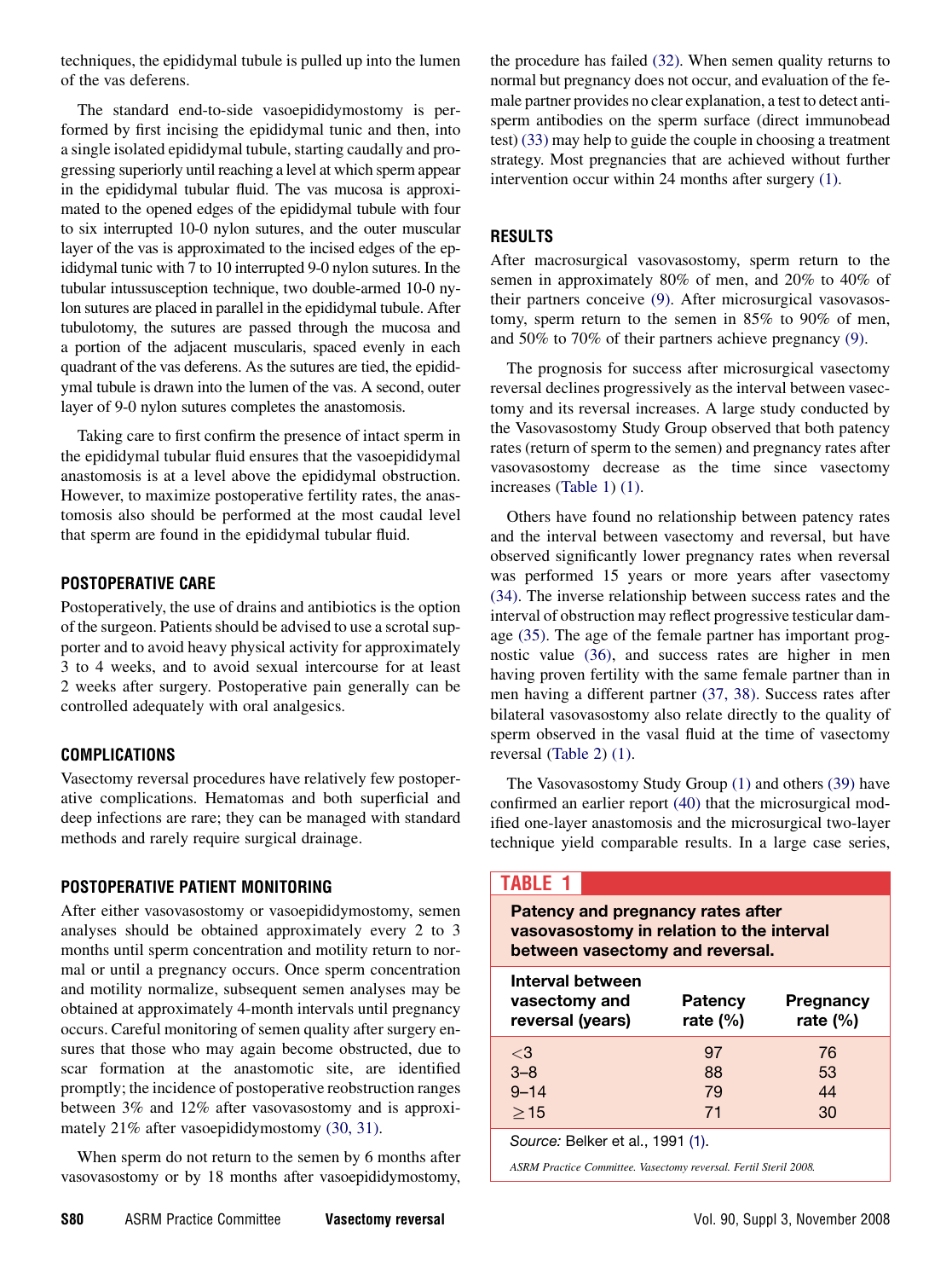techniques, the epididymal tubule is pulled up into the lumen of the vas deferens.

The standard end-to-side vasoepididymostomy is performed by first incising the epididymal tunic and then, into a single isolated epididymal tubule, starting caudally and progressing superiorly until reaching a level at which sperm appear in the epididymal tubular fluid. The vas mucosa is approximated to the opened edges of the epididymal tubule with four to six interrupted 10-0 nylon sutures, and the outer muscular layer of the vas is approximated to the incised edges of the epididymal tunic with 7 to 10 interrupted 9-0 nylon sutures. In the tubular intussusception technique, two double-armed 10-0 nylon sutures are placed in parallel in the epididymal tubule. After tubulotomy, the sutures are passed through the mucosa and a portion of the adjacent muscularis, spaced evenly in each quadrant of the vas deferens. As the sutures are tied, the epididymal tubule is drawn into the lumen of the vas. A second, outer layer of 9-0 nylon sutures completes the anastomosis.

Taking care to first confirm the presence of intact sperm in the epididymal tubular fluid ensures that the vasoepididymal anastomosis is at a level above the epididymal obstruction. However, to maximize postoperative fertility rates, the anastomosis also should be performed at the most caudal level that sperm are found in the epididymal tubular fluid.

## POSTOPERATIVE CARE

Postoperatively, the use of drains and antibiotics is the option of the surgeon. Patients should be advised to use a scrotal supporter and to avoid heavy physical activity for approximately 3 to 4 weeks, and to avoid sexual intercourse for at least 2 weeks after surgery. Postoperative pain generally can be controlled adequately with oral analgesics.

## COMPLICATIONS

Vasectomy reversal procedures have relatively few postoperative complications. Hematomas and both superficial and deep infections are rare; they can be managed with standard methods and rarely require surgical drainage.

## POSTOPERATIVE PATIENT MONITORING

After either vasovasostomy or vasoepididymostomy, semen analyses should be obtained approximately every 2 to 3 months until sperm concentration and motility return to normal or until a pregnancy occurs. Once sperm concentration and motility normalize, subsequent semen analyses may be obtained at approximately 4-month intervals until pregnancy occurs. Careful monitoring of semen quality after surgery ensures that those who may again become obstructed, due to scar formation at the anastomotic site, are identified promptly; the incidence of postoperative reobstruction ranges between 3% and 12% after vasovasostomy and is approximately 21% after vasoepididymostomy (30, 31).

When sperm do not return to the semen by 6 months after vasovasostomy or by 18 months after vasoepididymostomy, the procedure has failed (32). When semen quality returns to normal but pregnancy does not occur, and evaluation of the female partner provides no clear explanation, a test to detect antisperm antibodies on the sperm surface (direct immunobead test) (33) may help to guide the couple in choosing a treatment strategy. Most pregnancies that are achieved without further intervention occur within 24 months after surgery (1).

## RESULTS

After macrosurgical vasovasostomy, sperm return to the semen in approximately 80% of men, and 20% to 40% of their partners conceive (9). After microsurgical vasovasostomy, sperm return to the semen in 85% to 90% of men, and 50% to 70% of their partners achieve pregnancy (9).

The prognosis for success after microsurgical vasectomy reversal declines progressively as the interval between vasectomy and its reversal increases. A large study conducted by the Vasovasostomy Study Group observed that both patency rates (return of sperm to the semen) and pregnancy rates after vasovasostomy decrease as the time since vasectomy increases (Table 1) (1).

Others have found no relationship between patency rates and the interval between vasectomy and reversal, but have observed significantly lower pregnancy rates when reversal was performed 15 years or more years after vasectomy (34). The inverse relationship between success rates and the interval of obstruction may reflect progressive testicular damage (35). The age of the female partner has important prognostic value (36), and success rates are higher in men having proven fertility with the same female partner than in men having a different partner (37, 38). Success rates after bilateral vasovasostomy also relate directly to the quality of sperm observed in the vasal fluid at the time of vasectomy reversal (Table 2) (1).

The Vasovasostomy Study Group (1) and others (39) have confirmed an earlier report (40) that the microsurgical modified one-layer anastomosis and the microsurgical two-layer technique yield comparable results. In a large case series,

**TABLE 1**

**Patency and pregnancy rates after vasovasostomy in relation to the interval between vasectomy and reversal.**

| Interval between vasectomy and reversal (years) | Patency rate (%) | Pregnancy rate (%) |
|---|---|---|
| <3 | 97 | 76 |
| 3–8 | 88 | 53 |
| 9–14 | 79 | 44 |
| ≥15 | 71 | 30 |

*Source:* Belker et al., 1991 (1).

*ASRM Practice Committee. Vasectomy reversal. Fertil Steril 2008.*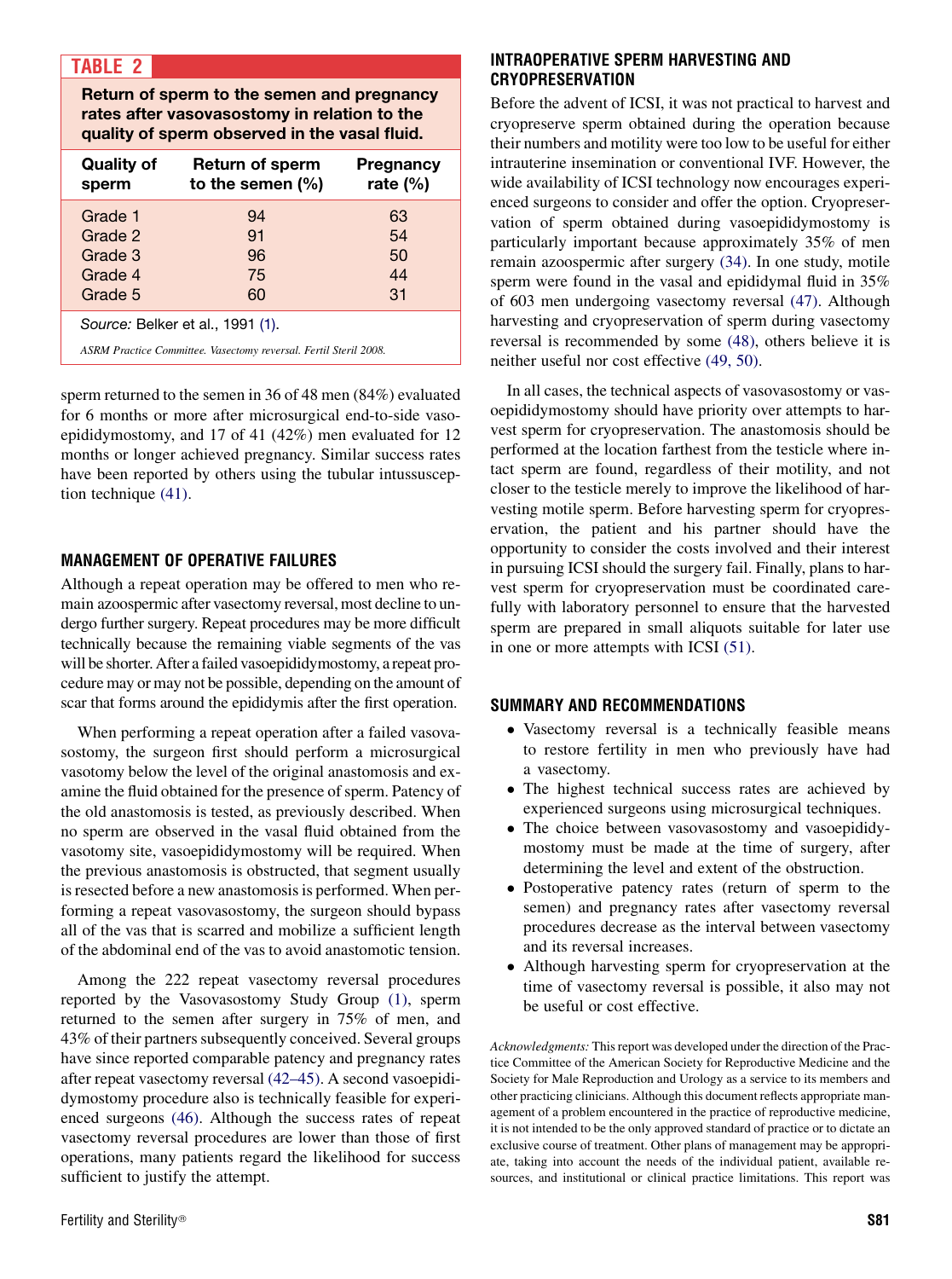**TABLE 2**

**Return of sperm to the semen and pregnancy rates after vasovasostomy in relation to the quality of sperm observed in the vasal fluid.**

| Quality of sperm | Return of sperm to the semen (%) | Pregnancy rate (%) |
|---|---|---|
| Grade 1 | 94 | 63 |
| Grade 2 | 91 | 54 |
| Grade 3 | 96 | 50 |
| Grade 4 | 75 | 44 |
| Grade 5 | 60 | 31 |

*Source:* Belker et al., 1991 (1).

*ASRM Practice Committee. Vasectomy reversal. Fertil Steril 2008.*

sperm returned to the semen in 36 of 48 men (84%) evaluated for 6 months or more after microsurgical end-to-side vasoepididymostomy, and 17 of 41 (42%) men evaluated for 12 months or longer achieved pregnancy. Similar success rates have been reported by others using the tubular intussusception technique (41).

## MANAGEMENT OF OPERATIVE FAILURES

Although a repeat operation may be offered to men who remain azoospermic after vasectomy reversal, most decline to undergo further surgery. Repeat procedures may be more difficult technically because the remaining viable segments of the vas will be shorter. After a failed vasoepididymostomy, a repeat procedure may or may not be possible, depending on the amount of scar that forms around the epididymis after the first operation.

When performing a repeat operation after a failed vasovasostomy, the surgeon first should perform a microsurgical vasotomy below the level of the original anastomosis and examine the fluid obtained for the presence of sperm. Patency of the old anastomosis is tested, as previously described. When no sperm are observed in the vasal fluid obtained from the vasotomy site, vasoepididymostomy will be required. When the previous anastomosis is obstructed, that segment usually is resected before a new anastomosis is performed. When performing a repeat vasovasostomy, the surgeon should bypass all of the vas that is scarred and mobilize a sufficient length of the abdominal end of the vas to avoid anastomotic tension.

Among the 222 repeat vasectomy reversal procedures reported by the Vasovasostomy Study Group (1), sperm returned to the semen after surgery in 75% of men, and 43% of their partners subsequently conceived. Several groups have since reported comparable patency and pregnancy rates after repeat vasectomy reversal (42–45). A second vasoepididymostomy procedure also is technically feasible for experienced surgeons (46). Although the success rates of repeat vasectomy reversal procedures are lower than those of first operations, many patients regard the likelihood for success sufficient to justify the attempt.

## INTRAOPERATIVE SPERM HARVESTING AND CRYOPRESERVATION

Before the advent of ICSI, it was not practical to harvest and cryopreserve sperm obtained during the operation because their numbers and motility were too low to be useful for either intrauterine insemination or conventional IVF. However, the wide availability of ICSI technology now encourages experienced surgeons to consider and offer the option. Cryopreservation of sperm obtained during vasoepididymostomy is particularly important because approximately 35% of men remain azoospermic after surgery (34). In one study, motile sperm were found in the vasal and epididymal fluid in 35% of 603 men undergoing vasectomy reversal (47). Although harvesting and cryopreservation of sperm during vasectomy reversal is recommended by some (48), others believe it is neither useful nor cost effective (49, 50).

In all cases, the technical aspects of vasovasostomy or vasoepididymostomy should have priority over attempts to harvest sperm for cryopreservation. The anastomosis should be performed at the location farthest from the testicle where intact sperm are found, regardless of their motility, and not closer to the testicle merely to improve the likelihood of harvesting motile sperm. Before harvesting sperm for cryopreservation, the patient and his partner should have the opportunity to consider the costs involved and their interest in pursuing ICSI should the surgery fail. Finally, plans to harvest sperm for cryopreservation must be coordinated carefully with laboratory personnel to ensure that the harvested sperm are prepared in small aliquots suitable for later use in one or more attempts with ICSI (51).

## SUMMARY AND RECOMMENDATIONS

- Vasectomy reversal is a technically feasible means to restore fertility in men who previously have had a vasectomy.
- The highest technical success rates are achieved by experienced surgeons using microsurgical techniques.
- The choice between vasovasostomy and vasoepididymostomy must be made at the time of surgery, after determining the level and extent of the obstruction.
- Postoperative patency rates (return of sperm to the semen) and pregnancy rates after vasectomy reversal procedures decrease as the interval between vasectomy and its reversal increases.
- Although harvesting sperm for cryopreservation at the time of vasectomy reversal is possible, it also may not be useful or cost effective.

*Acknowledgments:* This report was developed under the direction of the Practice Committee of the American Society for Reproductive Medicine and the Society for Male Reproduction and Urology as a service to its members and other practicing clinicians. Although this document reflects appropriate management of a problem encountered in the practice of reproductive medicine, it is not intended to be the only approved standard of practice or to dictate an exclusive course of treatment. Other plans of management may be appropriate, taking into account the needs of the individual patient, available resources, and institutional or clinical practice limitations. This report was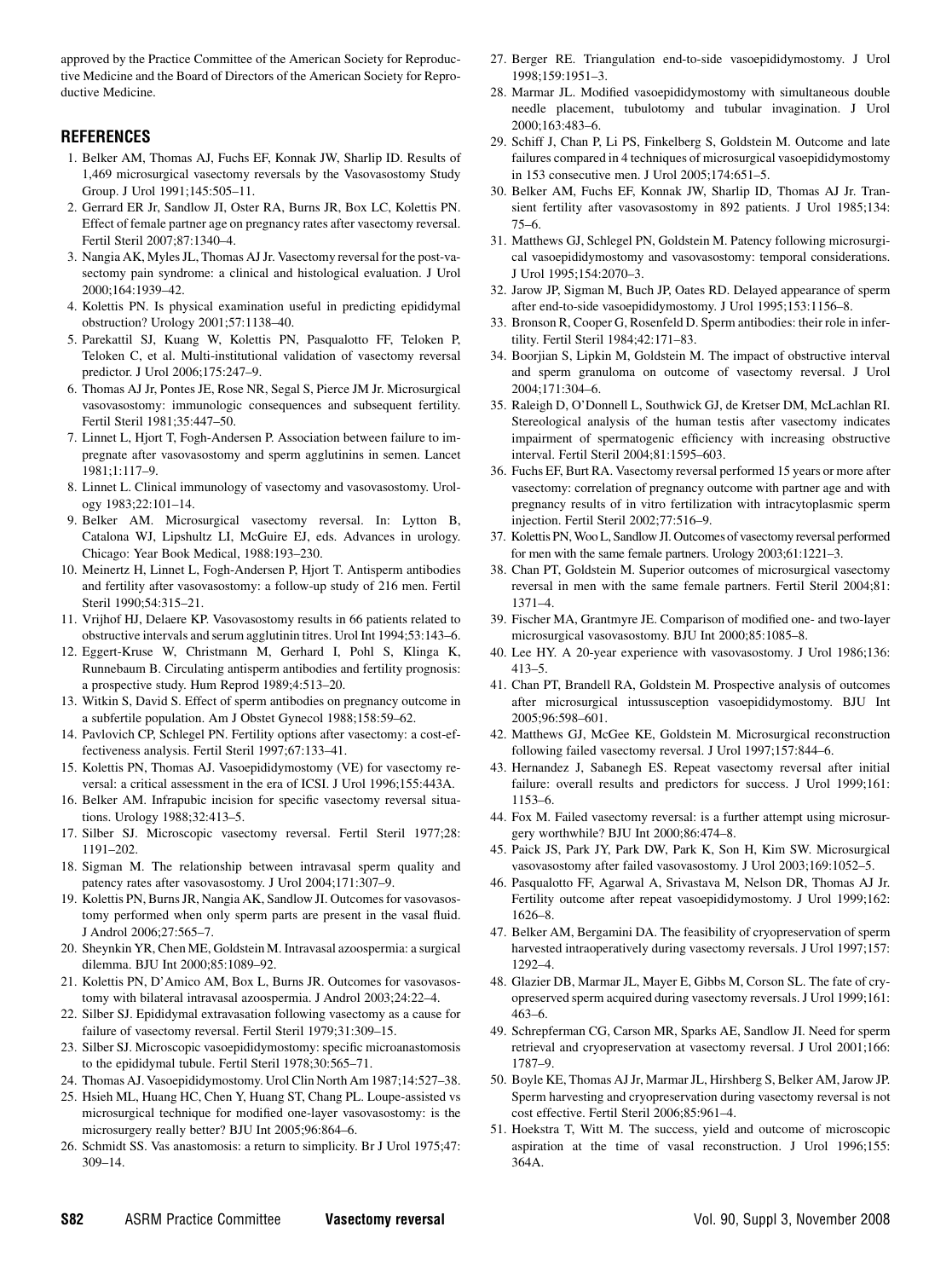approved by the Practice Committee of the American Society for Reproductive Medicine and the Board of Directors of the American Society for Reproductive Medicine.

## REFERENCES

1. Belker AM, Thomas AJ, Fuchs EF, Konnak JW, Sharlip ID. Results of 1,469 microsurgical vasectomy reversals by the Vasovasostomy Study Group. J Urol 1991;145:505–11.
2. Gerrard ER Jr, Sandlow JI, Oster RA, Burns JR, Box LC, Kolettis PN. Effect of female partner age on pregnancy rates after vasectomy reversal. Fertil Steril 2007;87:1340–4.
3. Nangia AK, Myles JL, Thomas AJ Jr. Vasectomy reversal for the post-vasectomy pain syndrome: a clinical and histological evaluation. J Urol 2000;164:1939–42.
4. Kolettis PN. Is physical examination useful in predicting epididymal obstruction? Urology 2001;57:1138–40.
5. Parekattil SJ, Kuang W, Kolettis PN, Pasqualotto FF, Teloken P, Teloken C, et al. Multi-institutional validation of vasectomy reversal predictor. J Urol 2006;175:247–9.
6. Thomas AJ Jr, Pontes JE, Rose NR, Segal S, Pierce JM Jr. Microsurgical vasovasostomy: immunologic consequences and subsequent fertility. Fertil Steril 1981;35:447–50.
7. Linnet L, Hjort T, Fogh-Andersen P. Association between failure to impregnate after vasovasostomy and sperm agglutinins in semen. Lancet 1981;1:117–9.
8. Linnet L. Clinical immunology of vasectomy and vasovasostomy. Urology 1983;22:101–14.
9. Belker AM. Microsurgical vasectomy reversal. In: Lytton B, Catalona WJ, Lipshultz LI, McGuire EJ, eds. Advances in urology. Chicago: Year Book Medical, 1988:193–230.
10. Meinertz H, Linnet L, Fogh-Andersen P, Hjort T. Antisperm antibodies and fertility after vasovasostomy: a follow-up study of 216 men. Fertil Steril 1990;54:315–21.
11. Vrijhof HJ, Delaere KP. Vasovasostomy results in 66 patients related to obstructive intervals and serum agglutinin titres. Urol Int 1994;53:143–6.
12. Eggert-Kruse W, Christmann M, Gerhard I, Pohl S, Klinga K, Runnebaum B. Circulating antisperm antibodies and fertility prognosis: a prospective study. Hum Reprod 1989;4:513–20.
13. Witkin S, David S. Effect of sperm antibodies on pregnancy outcome in a subfertile population. Am J Obstet Gynecol 1988;158:59–62.
14. Pavlovich CP, Schlegel PN. Fertility options after vasectomy: a cost-effectiveness analysis. Fertil Steril 1997;67:133–41.
15. Kolettis PN, Thomas AJ. Vasoepididymostomy (VE) for vasectomy reversal: a critical assessment in the era of ICSI. J Urol 1996;155:443A.
16. Belker AM. Infrapubic incision for specific vasectomy reversal situations. Urology 1988;32:413–5.
17. Silber SJ. Microscopic vasectomy reversal. Fertil Steril 1977;28:1191–202.
18. Sigman M. The relationship between intravasal sperm quality and patency rates after vasovasostomy. J Urol 2004;171:307–9.
19. Kolettis PN, Burns JR, Nangia AK, Sandlow JI. Outcomes for vasovasostomy performed when only sperm parts are present in the vasal fluid. J Androl 2006;27:565–7.
20. Sheynkin YR, Chen ME, Goldstein M. Intravasal azoospermia: a surgical dilemma. BJU Int 2000;85:1089–92.
21. Kolettis PN, D'Amico AM, Box L, Burns JR. Outcomes for vasovasostomy with bilateral intravasal azoospermia. J Androl 2003;24:22–4.
22. Silber SJ. Epididymal extravasation following vasectomy as a cause for failure of vasectomy reversal. Fertil Steril 1979;31:309–15.
23. Silber SJ. Microscopic vasoepididymostomy: specific microanastomosis to the epididymal tubule. Fertil Steril 1978;30:565–71.
24. Thomas AJ. Vasoepididymostomy. Urol Clin North Am 1987;14:527–38.
25. Hsieh ML, Huang HC, Chen Y, Huang ST, Chang PL. Loupe-assisted vs microsurgical technique for modified one-layer vasovasostomy: is the microsurgery really better? BJU Int 2005;96:864–6.
26. Schmidt SS. Vas anastomosis: a return to simplicity. Br J Urol 1975;47:309–14.
27. Berger RE. Triangulation end-to-side vasoepididymostomy. J Urol 1998;159:1951–3.
28. Marmar JL. Modified vasoepididymostomy with simultaneous double needle placement, tubulotomy and tubular invagination. J Urol 2000;163:483–6.
29. Schiff J, Chan P, Li PS, Finkelberg S, Goldstein M. Outcome and late failures compared in 4 techniques of microsurgical vasoepididymostomy in 153 consecutive men. J Urol 2005;174:651–5.
30. Belker AM, Fuchs EF, Konnak JW, Sharlip ID, Thomas AJ Jr. Transient fertility after vasovasostomy in 892 patients. J Urol 1985;134:75–6.
31. Matthews GJ, Schlegel PN, Goldstein M. Patency following microsurgical vasoepididymostomy and vasovasostomy: temporal considerations. J Urol 1995;154:2070–3.
32. Jarow JP, Sigman M, Buch JP, Oates RD. Delayed appearance of sperm after end-to-side vasoepididymostomy. J Urol 1995;153:1156–8.
33. Bronson R, Cooper G, Rosenfeld D. Sperm antibodies: their role in infertility. Fertil Steril 1984;42:171–83.
34. Boorjian S, Lipkin M, Goldstein M. The impact of obstructive interval and sperm granuloma on outcome of vasectomy reversal. J Urol 2004;171:304–6.
35. Raleigh D, O'Donnell L, Southwick GJ, de Kretser DM, McLachlan RI. Stereological analysis of the human testis after vasectomy indicates impairment of spermatogenic efficiency with increasing obstructive interval. Fertil Steril 2004;81:1595–603.
36. Fuchs EF, Burt RA. Vasectomy reversal performed 15 years or more after vasectomy: correlation of pregnancy outcome with partner age and with pregnancy results of in vitro fertilization with intracytoplasmic sperm injection. Fertil Steril 2002;77:516–9.
37. Kolettis PN, Woo L, Sandlow JI. Outcomes of vasectomy reversal performed for men with the same female partners. Urology 2003;61:1221–3.
38. Chan PT, Goldstein M. Superior outcomes of microsurgical vasectomy reversal in men with the same female partners. Fertil Steril 2004;81:1371–4.
39. Fischer MA, Grantmyre JE. Comparison of modified one- and two-layer microsurgical vasovasostomy. BJU Int 2000;85:1085–8.
40. Lee HY. A 20-year experience with vasovasostomy. J Urol 1986;136:413–5.
41. Chan PT, Brandell RA, Goldstein M. Prospective analysis of outcomes after microsurgical intussusception vasoepididymostomy. BJU Int 2005;96:598–601.
42. Matthews GJ, McGee KE, Goldstein M. Microsurgical reconstruction following failed vasectomy reversal. J Urol 1997;157:844–6.
43. Hernandez J, Sabanegh ES. Repeat vasectomy reversal after initial failure: overall results and predictors for success. J Urol 1999;161:1153–6.
44. Fox M. Failed vasectomy reversal: is a further attempt using microsurgery worthwhile? BJU Int 2000;86:474–8.
45. Paick JS, Park JY, Park DW, Park K, Son H, Kim SW. Microsurgical vasovasostomy after failed vasovasostomy. J Urol 2003;169:1052–5.
46. Pasqualotto FF, Agarwal A, Srivastava M, Nelson DR, Thomas AJ Jr. Fertility outcome after repeat vasoepididymostomy. J Urol 1999;162:1626–8.
47. Belker AM, Bergamini DA. The feasibility of cryopreservation of sperm harvested intraoperatively during vasectomy reversals. J Urol 1997;157:1292–4.
48. Glazier DB, Marmar JL, Mayer E, Gibbs M, Corson SL. The fate of cryopreserved sperm acquired during vasectomy reversals. J Urol 1999;161:463–6.
49. Schrepferman CG, Carson MR, Sparks AE, Sandlow JI. Need for sperm retrieval and cryopreservation at vasectomy reversal. J Urol 2001;166:1787–9.
50. Boyle KE, Thomas AJ Jr, Marmar JL, Hirshberg S, Belker AM, Jarow JP. Sperm harvesting and cryopreservation during vasectomy reversal is not cost effective. Fertil Steril 2006;85:961–4.
51. Hoekstra T, Witt M. The success, yield and outcome of microscopic aspiration at the time of vasal reconstruction. J Urol 1996;155:364A.